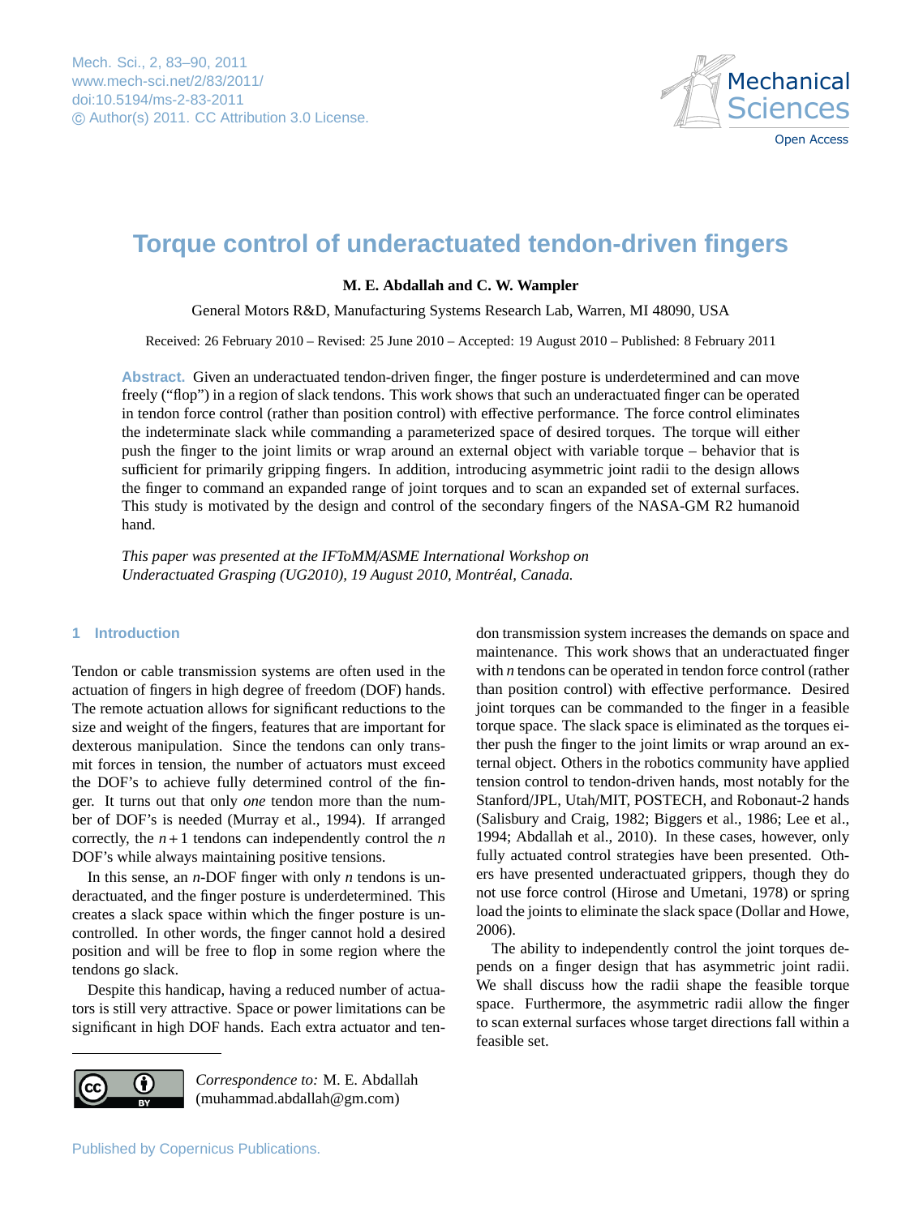# Torque control of underactuated tendon-driven fingers

**M. E. Abdallah and C. W. Wampler**

General Motors R&D, Manufacturing Systems Research Lab, Warren, MI 48090, USA

Received: 26 February 2010 – Revised: 25 June 2010 – Accepted: 19 August 2010 – Published: 8 February 2011

**Abstract.** Given an underactuated tendon-driven finger, the finger posture is underdetermined and can move freely ("flop") in a region of slack tendons. This work shows that such an underactuated finger can be operated in tendon force control (rather than position control) with effective performance. The force control eliminates the indeterminate slack while commanding a parameterized space of desired torques. The torque will either push the finger to the joint limits or wrap around an external object with variable torque – behavior that is sufficient for primarily gripping fingers. In addition, introducing asymmetric joint radii to the design allows the finger to command an expanded range of joint torques and to scan an expanded set of external surfaces. This study is motivated by the design and control of the secondary fingers of the NASA-GM R2 humanoid hand.

*This paper was presented at the IFToMM/ASME International Workshop on Underactuated Grasping (UG2010), 19 August 2010, Montréal, Canada.*

## 1 Introduction

Tendon or cable transmission systems are often used in the actuation of fingers in high degree of freedom (DOF) hands. The remote actuation allows for significant reductions to the size and weight of the fingers, features that are important for dexterous manipulation. Since the tendons can only transmit forces in tension, the number of actuators must exceed the DOF's to achieve fully determined control of the finger. It turns out that only *one* tendon more than the number of DOF's is needed (Murray et al., 1994). If arranged correctly, the $n+1$ tendons can independently control the $n$ DOF's while always maintaining positive tensions.

In this sense, an $n$-DOF finger with only $n$ tendons is underactuated, and the finger posture is underdetermined. This creates a slack space within which the finger posture is uncontrolled. In other words, the finger cannot hold a desired position and will be free to flop in some region where the tendons go slack.

Despite this handicap, having a reduced number of actuators is still very attractive. Space or power limitations can be significant in high DOF hands. Each extra actuator and tendon transmission system increases the demands on space and maintenance. This work shows that an underactuated finger with $n$ tendons can be operated in tendon force control (rather than position control) with effective performance. Desired joint torques can be commanded to the finger in a feasible torque space. The slack space is eliminated as the torques either push the finger to the joint limits or wrap around an external object. Others in the robotics community have applied tension control to tendon-driven hands, most notably for the Stanford/JPL, Utah/MIT, POSTECH, and Robonaut-2 hands (Salisbury and Craig, 1982; Biggers et al., 1986; Lee et al., 1994; Abdallah et al., 2010). In these cases, however, only fully actuated control strategies have been presented. Others have presented underactuated grippers, though they do not use force control (Hirose and Umetani, 1978) or spring load the joints to eliminate the slack space (Dollar and Howe, 2006).

The ability to independently control the joint torques depends on a finger design that has asymmetric joint radii. We shall discuss how the radii shape the feasible torque space. Furthermore, the asymmetric radii allow the finger to scan external surfaces whose target directions fall within a feasible set.

*Correspondence to:* M. E. Abdallah (muhammad.abdallah@gm.com)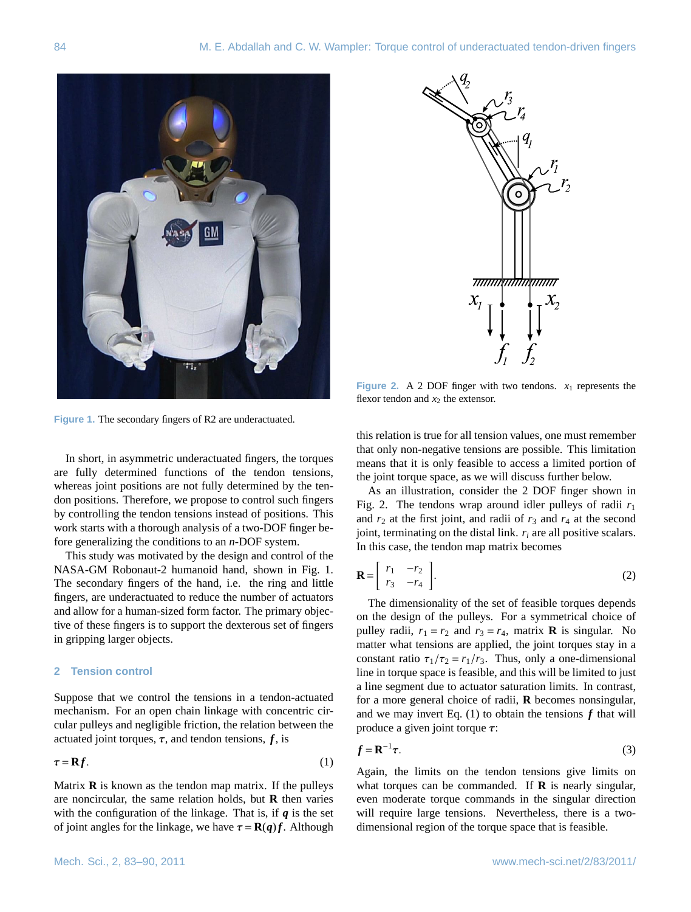Figure 1. The secondary fingers of R2 are underactuated.

Figure 2. A 2 DOF finger with two tendons. $x_1$ represents the flexor tendon and $x_2$ the extensor.

In short, in asymmetric underactuated fingers, the torques are fully determined functions of the tendon tensions, whereas joint positions are not fully determined by the tendon positions. Therefore, we propose to control such fingers by controlling the tendon tensions instead of positions. This work starts with a thorough analysis of a two-DOF finger before generalizing the conditions to an $n$-DOF system.

This study was motivated by the design and control of the NASA-GM Robonaut-2 humanoid hand, shown in Fig. 1. The secondary fingers of the hand, i.e. the ring and little fingers, are underactuated to reduce the number of actuators and allow for a human-sized form factor. The primary objective of these fingers is to support the dexterous set of fingers in gripping larger objects.

## 2 Tension control

Suppose that we control the tensions in a tendon-actuated mechanism. For an open chain linkage with concentric circular pulleys and negligible friction, the relation between the actuated joint torques, $\boldsymbol{\tau}$, and tendon tensions, $\boldsymbol{f}$, is

$$\boldsymbol{\tau} = \mathbf{R}\boldsymbol{f}. \tag{1}$$

Matrix $\mathbf{R}$ is known as the tendon map matrix. If the pulleys are noncircular, the same relation holds, but $\mathbf{R}$ then varies with the configuration of the linkage. That is, if $\boldsymbol{q}$ is the set of joint angles for the linkage, we have $\boldsymbol{\tau} = \mathbf{R}(\boldsymbol{q})\boldsymbol{f}$. Although this relation is true for all tension values, one must remember that only non-negative tensions are possible. This limitation means that it is only feasible to access a limited portion of the joint torque space, as we will discuss further below.

As an illustration, consider the 2 DOF finger shown in Fig. 2. The tendons wrap around idler pulleys of radii $r_1$ and $r_2$ at the first joint, and radii of $r_3$ and $r_4$ at the second joint, terminating on the distal link. $r_i$ are all positive scalars. In this case, the tendon map matrix becomes

$$\mathbf{R} = \begin{bmatrix} r_1 & -r_2 \\ r_3 & -r_4 \end{bmatrix}. \tag{2}$$

The dimensionality of the set of feasible torques depends on the design of the pulleys. For a symmetrical choice of pulley radii, $r_1 = r_2$ and $r_3 = r_4$, matrix $\mathbf{R}$ is singular. No matter what tensions are applied, the joint torques stay in a constant ratio $\tau_1/\tau_2 = r_1/r_3$. Thus, only a one-dimensional line in torque space is feasible, and this will be limited to just a line segment due to actuator saturation limits. In contrast, for a more general choice of radii, $\mathbf{R}$ becomes nonsingular, and we may invert Eq. (1) to obtain the tensions $\boldsymbol{f}$ that will produce a given joint torque $\boldsymbol{\tau}$:

$$\boldsymbol{f} = \mathbf{R}^{-1}\boldsymbol{\tau}. \tag{3}$$

Again, the limits on the tendon tensions give limits on what torques can be commanded. If $\mathbf{R}$ is nearly singular, even moderate torque commands in the singular direction will require large tensions. Nevertheless, there is a two-dimensional region of the torque space that is feasible.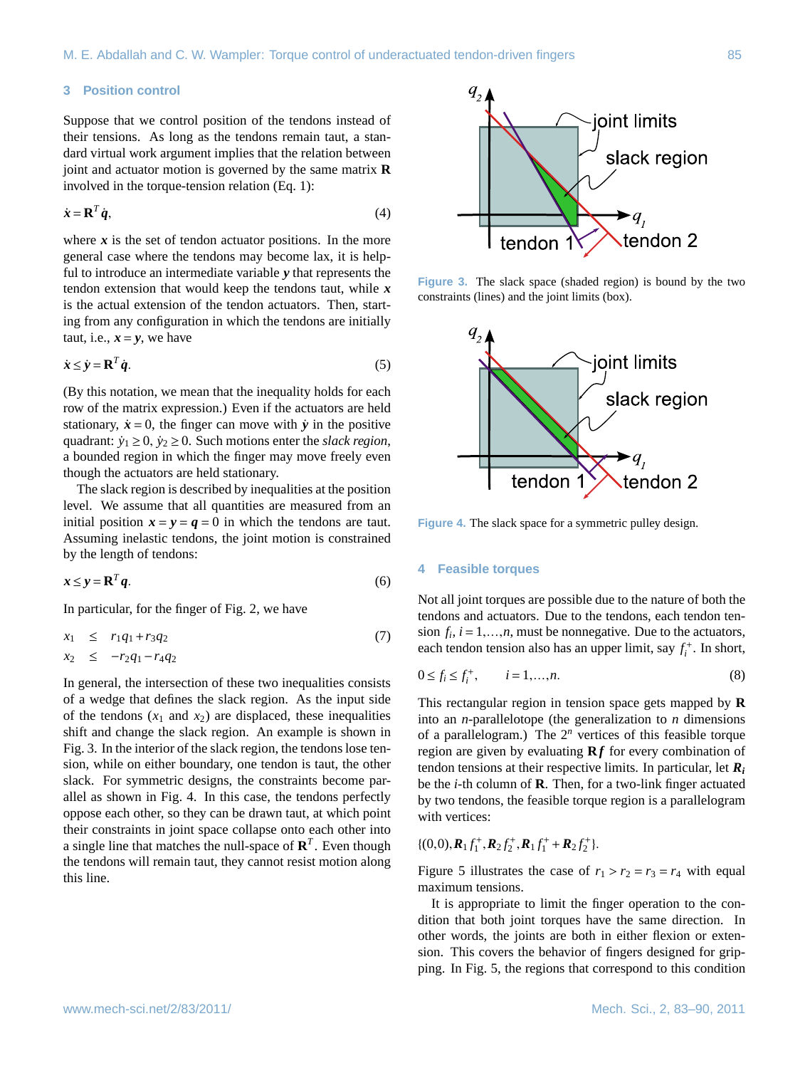## 3 Position control

Suppose that we control position of the tendons instead of their tensions. As long as the tendons remain taut, a standard virtual work argument implies that the relation between joint and actuator motion is governed by the same matrix $\mathbf{R}$ involved in the torque-tension relation (Eq. 1):

$$\dot{\boldsymbol{x}} = \mathbf{R}^T \dot{\boldsymbol{q}}, \tag{4}$$

where $\boldsymbol{x}$ is the set of tendon actuator positions. In the more general case where the tendons may become lax, it is helpful to introduce an intermediate variable $\boldsymbol{y}$ that represents the tendon extension that would keep the tendons taut, while $\boldsymbol{x}$ is the actual extension of the tendon actuators. Then, starting from any configuration in which the tendons are initially taut, i.e., $\boldsymbol{x} = \boldsymbol{y}$, we have

$$\dot{\boldsymbol{x}} \leq \dot{\boldsymbol{y}} = \mathbf{R}^T \dot{\boldsymbol{q}}. \tag{5}$$

(By this notation, we mean that the inequality holds for each row of the matrix expression.) Even if the actuators are held stationary, $\dot{\boldsymbol{x}} = 0$, the finger can move with $\dot{\boldsymbol{y}}$ in the positive quadrant: $\dot{y}_1 \geq 0$, $\dot{y}_2 \geq 0$. Such motions enter the *slack region*, a bounded region in which the finger may move freely even though the actuators are held stationary.

The slack region is described by inequalities at the position level. We assume that all quantities are measured from an initial position $\boldsymbol{x} = \boldsymbol{y} = \boldsymbol{q} = 0$ in which the tendons are taut. Assuming inelastic tendons, the joint motion is constrained by the length of tendons:

$$\boldsymbol{x} \leq \boldsymbol{y} = \mathbf{R}^T \boldsymbol{q}. \tag{6}$$

In particular, for the finger of Fig. 2, we have

$$\begin{aligned} x_1 &\leq r_1 q_1 + r_3 q_2 \\ x_2 &\leq -r_2 q_1 - r_4 q_2 \end{aligned} \tag{7}$$

In general, the intersection of these two inequalities consists of a wedge that defines the slack region. As the input side of the tendons ($x_1$ and $x_2$) are displaced, these inequalities shift and change the slack region. An example is shown in Fig. 3. In the interior of the slack region, the tendons lose tension, while on either boundary, one tendon is taut, the other slack. For symmetric designs, the constraints become parallel as shown in Fig. 4. In this case, the tendons perfectly oppose each other, so they can be drawn taut, at which point their constraints in joint space collapse onto each other into a single line that matches the null-space of $\mathbf{R}^T$. Even though the tendons will remain taut, they cannot resist motion along this line.

**Figure 3.** The slack space (shaded region) is bound by the two constraints (lines) and the joint limits (box).

**Figure 4.** The slack space for a symmetric pulley design.

## 4 Feasible torques

Not all joint torques are possible due to the nature of both the tendons and actuators. Due to the tendons, each tendon tension $f_i$, $i = 1, \ldots, n$, must be nonnegative. Due to the actuators, each tendon tension also has an upper limit, say $f_i^+$. In short,

$$0 \leq f_i \leq f_i^+, \qquad i = 1, \ldots, n. \tag{8}$$

This rectangular region in tension space gets mapped by $\mathbf{R}$ into an $n$-parallelotope (the generalization to $n$ dimensions of a parallelogram.) The $2^n$ vertices of this feasible torque region are given by evaluating $\mathbf{R}\boldsymbol{f}$ for every combination of tendon tensions at their respective limits. In particular, let $\boldsymbol{R}_i$ be the $i$-th column of $\mathbf{R}$. Then, for a two-link finger actuated by two tendons, the feasible torque region is a parallelogram with vertices:

$$\{(0,0), \boldsymbol{R}_1 f_1^+, \boldsymbol{R}_2 f_2^+, \boldsymbol{R}_1 f_1^+ + \boldsymbol{R}_2 f_2^+\}.$$

Figure 5 illustrates the case of $r_1 > r_2 = r_3 = r_4$ with equal maximum tensions.

It is appropriate to limit the finger operation to the condition that both joint torques have the same direction. In other words, the joints are both in either flexion or extension. This covers the behavior of fingers designed for gripping. In Fig. 5, the regions that correspond to this condition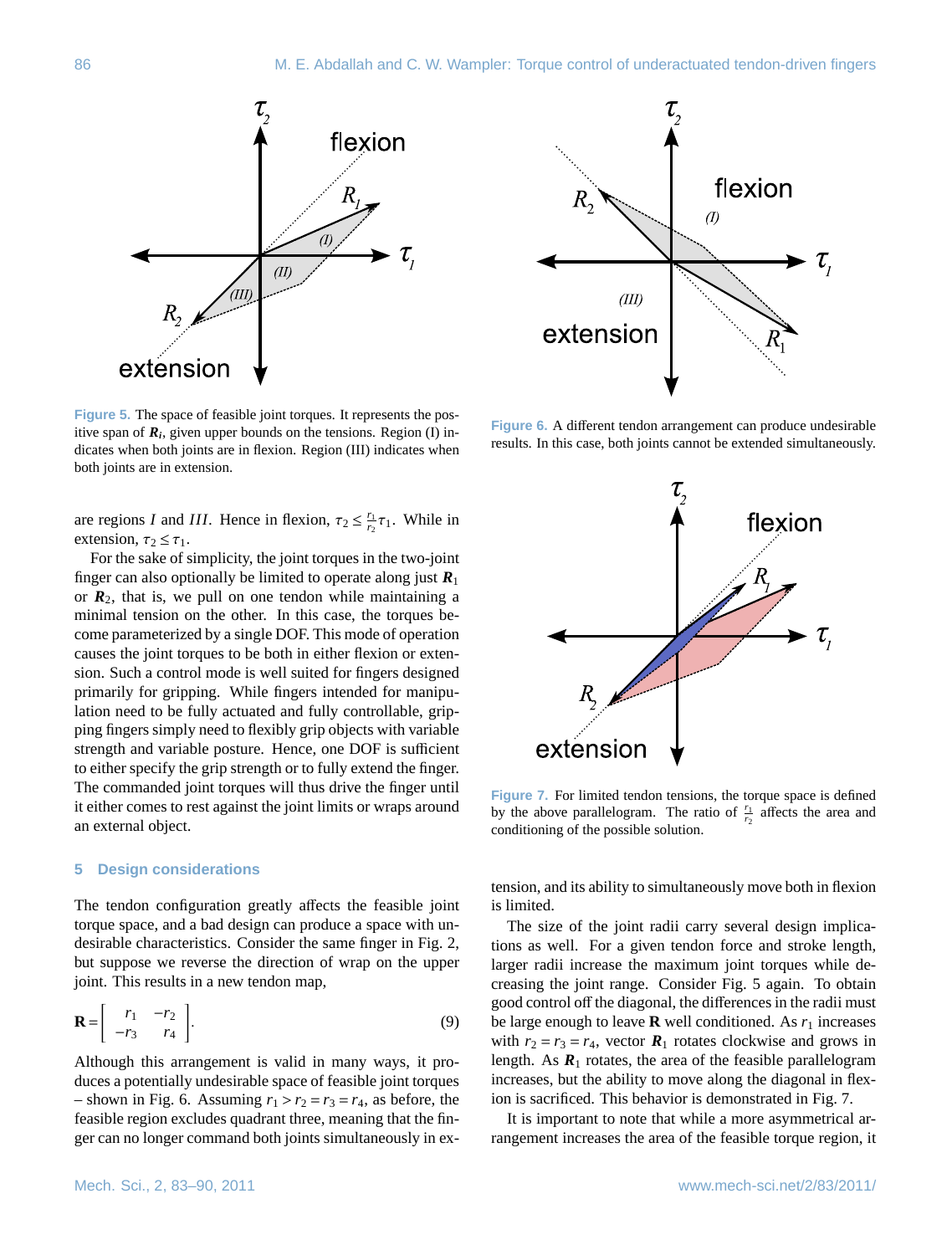Figure 5. The space of feasible joint torques. It represents the positive span of $\boldsymbol{R}_i$, given upper bounds on the tensions. Region (I) indicates when both joints are in flexion. Region (III) indicates when both joints are in extension.

Figure 6. A different tendon arrangement can produce undesirable results. In this case, both joints cannot be extended simultaneously.

are regions $I$ and $III$. Hence in flexion, $\tau_2 \leq \frac{r_1}{r_2}\tau_1$. While in extension, $\tau_2 \leq \tau_1$.

For the sake of simplicity, the joint torques in the two-joint finger can also optionally be limited to operate along just $\boldsymbol{R}_1$ or $\boldsymbol{R}_2$, that is, we pull on one tendon while maintaining a minimal tension on the other. In this case, the torques become parameterized by a single DOF. This mode of operation causes the joint torques to be both in either flexion or extension. Such a control mode is well suited for fingers designed primarily for gripping. While fingers intended for manipulation need to be fully actuated and fully controllable, gripping fingers simply need to flexibly grip objects with variable strength and variable posture. Hence, one DOF is sufficient to either specify the grip strength or to fully extend the finger. The commanded joint torques will thus drive the finger until it either comes to rest against the joint limits or wraps around an external object.

## 5 Design considerations

The tendon configuration greatly affects the feasible joint torque space, and a bad design can produce a space with undesirable characteristics. Consider the same finger in Fig. 2, but suppose we reverse the direction of wrap on the upper joint. This results in a new tendon map,

$$\mathbf{R} = \begin{bmatrix} r_1 & -r_2 \\ -r_3 & r_4 \end{bmatrix}. \tag{9}$$

Although this arrangement is valid in many ways, it produces a potentially undesirable space of feasible joint torques – shown in Fig. 6. Assuming $r_1 > r_2 = r_3 = r_4$, as before, the feasible region excludes quadrant three, meaning that the finger can no longer command both joints simultaneously in extension, and its ability to simultaneously move both in flexion is limited.

Figure 7. For limited tendon tensions, the torque space is defined by the above parallelogram. The ratio of $\frac{r_1}{r_2}$ affects the area and conditioning of the possible solution.

The size of the joint radii carry several design implications as well. For a given tendon force and stroke length, larger radii increase the maximum joint torques while decreasing the joint range. Consider Fig. 5 again. To obtain good control off the diagonal, the differences in the radii must be large enough to leave $\mathbf{R}$ well conditioned. As $r_1$ increases with $r_2 = r_3 = r_4$, vector $\boldsymbol{R}_1$ rotates clockwise and grows in length. As $\boldsymbol{R}_1$ rotates, the area of the feasible parallelogram increases, but the ability to move along the diagonal in flexion is sacrificed. This behavior is demonstrated in Fig. 7.

It is important to note that while a more asymmetrical arrangement increases the area of the feasible torque region, it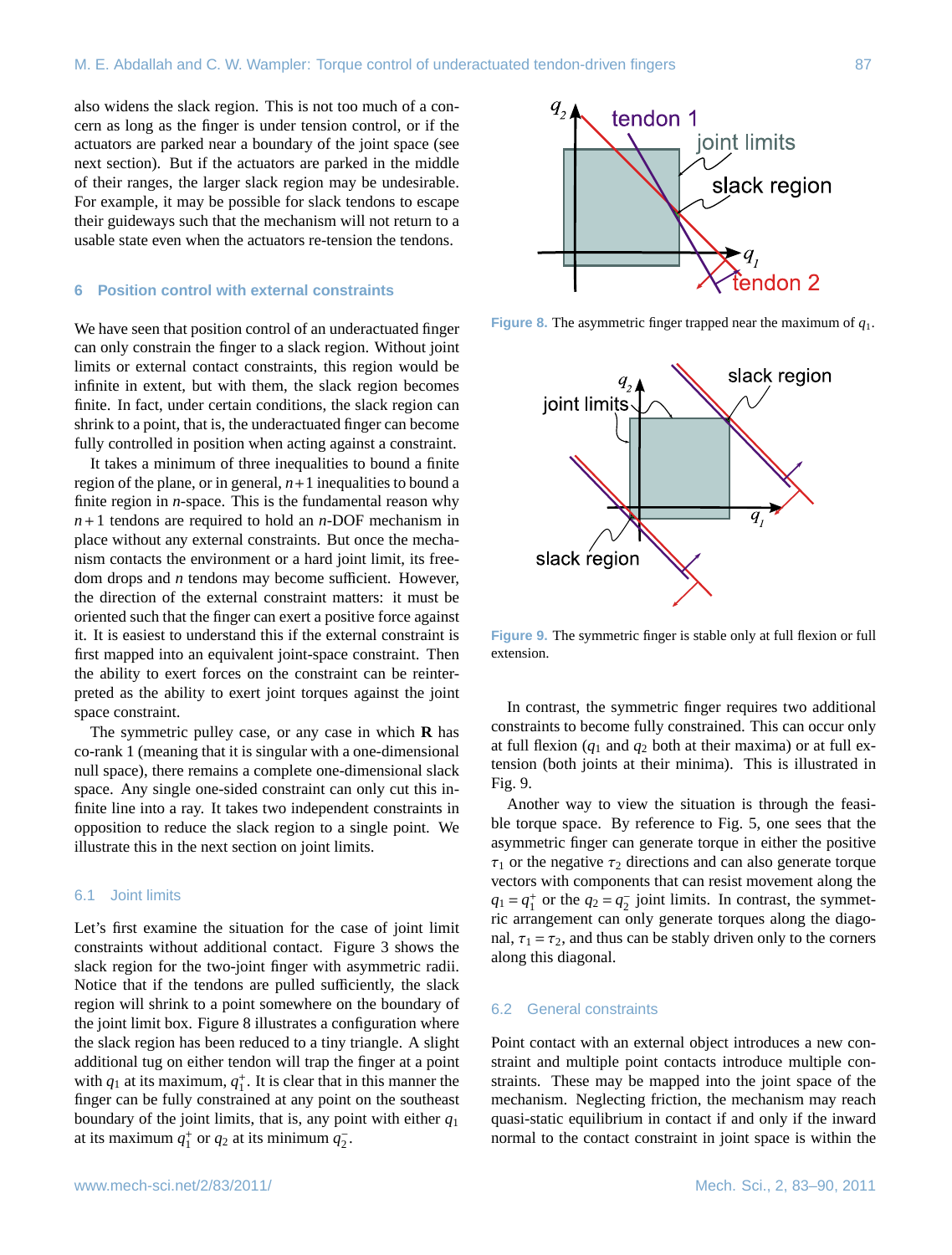also widens the slack region. This is not too much of a concern as long as the finger is under tension control, or if the actuators are parked near a boundary of the joint space (see next section). But if the actuators are parked in the middle of their ranges, the larger slack region may be undesirable. For example, it may be possible for slack tendons to escape their guideways such that the mechanism will not return to a usable state even when the actuators re-tension the tendons.

## 6 Position control with external constraints

We have seen that position control of an underactuated finger can only constrain the finger to a slack region. Without joint limits or external contact constraints, this region would be infinite in extent, but with them, the slack region becomes finite. In fact, under certain conditions, the slack region can shrink to a point, that is, the underactuated finger can become fully controlled in position when acting against a constraint.

It takes a minimum of three inequalities to bound a finite region of the plane, or in general, $n+1$ inequalities to bound a finite region in $n$-space. This is the fundamental reason why $n+1$ tendons are required to hold an $n$-DOF mechanism in place without any external constraints. But once the mechanism contacts the environment or a hard joint limit, its freedom drops and $n$ tendons may become sufficient. However, the direction of the external constraint matters: it must be oriented such that the finger can exert a positive force against it. It is easiest to understand this if the external constraint is first mapped into an equivalent joint-space constraint. Then the ability to exert forces on the constraint can be reinterpreted as the ability to exert joint torques against the joint space constraint.

The symmetric pulley case, or any case in which $\mathbf{R}$ has co-rank 1 (meaning that it is singular with a one-dimensional null space), there remains a complete one-dimensional slack space. Any single one-sided constraint can only cut this infinite line into a ray. It takes two independent constraints in opposition to reduce the slack region to a single point. We illustrate this in the next section on joint limits.

### 6.1 Joint limits

Let's first examine the situation for the case of joint limit constraints without additional contact. Figure 3 shows the slack region for the two-joint finger with asymmetric radii. Notice that if the tendons are pulled sufficiently, the slack region will shrink to a point somewhere on the boundary of the joint limit box. Figure 8 illustrates a configuration where the slack region has been reduced to a tiny triangle. A slight additional tug on either tendon will trap the finger at a point with $q_1$ at its maximum, $q_1^+$. It is clear that in this manner the finger can be fully constrained at any point on the southeast boundary of the joint limits, that is, any point with either $q_1$ at its maximum $q_1^+$ or $q_2$ at its minimum $q_2^-$.

Figure 8. The asymmetric finger trapped near the maximum of $q_1$.

Figure 9. The symmetric finger is stable only at full flexion or full extension.

In contrast, the symmetric finger requires two additional constraints to become fully constrained. This can occur only at full flexion ($q_1$ and $q_2$ both at their maxima) or at full extension (both joints at their minima). This is illustrated in Fig. 9.

Another way to view the situation is through the feasible torque space. By reference to Fig. 5, one sees that the asymmetric finger can generate torque in either the positive $\tau_1$ or the negative $\tau_2$ directions and can also generate torque vectors with components that can resist movement along the $q_1 = q_1^+$ or the $q_2 = q_2^-$ joint limits. In contrast, the symmetric arrangement can only generate torques along the diagonal, $\tau_1 = \tau_2$, and thus can be stably driven only to the corners along this diagonal.

### 6.2 General constraints

Point contact with an external object introduces a new constraint and multiple point contacts introduce multiple constraints. These may be mapped into the joint space of the mechanism. Neglecting friction, the mechanism may reach quasi-static equilibrium in contact if and only if the inward normal to the contact constraint in joint space is within the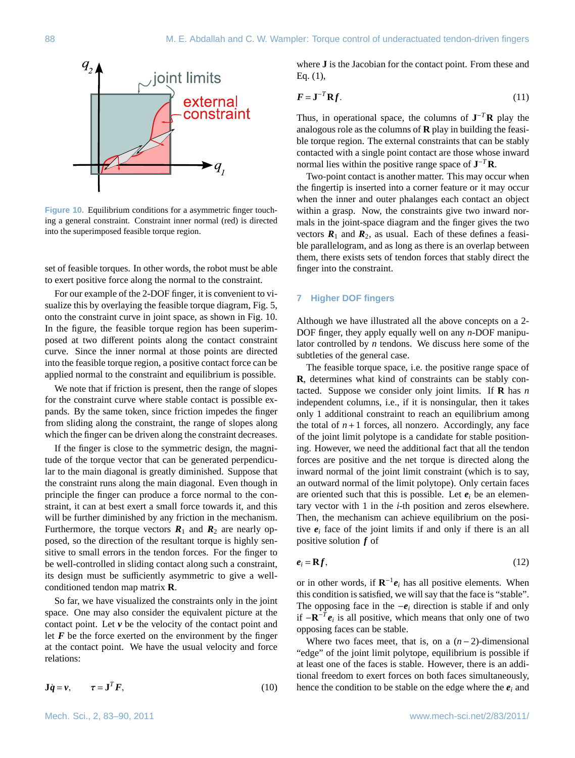**Figure 10.** Equilibrium conditions for a asymmetric finger touching a general constraint. Constraint inner normal (red) is directed into the superimposed feasible torque region.

set of feasible torques. In other words, the robot must be able to exert positive force along the normal to the constraint.

For our example of the 2-DOF finger, it is convenient to visualize this by overlaying the feasible torque diagram, Fig. 5, onto the constraint curve in joint space, as shown in Fig. 10. In the figure, the feasible torque region has been superimposed at two different points along the contact constraint curve. Since the inner normal at those points are directed into the feasible torque region, a positive contact force can be applied normal to the constraint and equilibrium is possible.

We note that if friction is present, then the range of slopes for the constraint curve where stable contact is possible expands. By the same token, since friction impedes the finger from sliding along the constraint, the range of slopes along which the finger can be driven along the constraint decreases.

If the finger is close to the symmetric design, the magnitude of the torque vector that can be generated perpendicular to the main diagonal is greatly diminished. Suppose that the constraint runs along the main diagonal. Even though in principle the finger can produce a force normal to the constraint, it can at best exert a small force towards it, and this will be further diminished by any friction in the mechanism. Furthermore, the torque vectors $\boldsymbol{R}_1$ and $\boldsymbol{R}_2$ are nearly opposed, so the direction of the resultant torque is highly sensitive to small errors in the tendon forces. For the finger to be well-controlled in sliding contact along such a constraint, its design must be sufficiently asymmetric to give a well-conditioned tendon map matrix $\mathbf{R}$.

So far, we have visualized the constraints only in the joint space. One may also consider the equivalent picture at the contact point. Let $\boldsymbol{v}$ be the velocity of the contact point and let $\boldsymbol{F}$ be the force exerted on the environment by the finger at the contact point. We have the usual velocity and force relations:

$$\mathbf{J}\dot{\boldsymbol{q}} = \boldsymbol{v}, \qquad \tau = \mathbf{J}^T \boldsymbol{F}, \tag{10}$$

where $\mathbf{J}$ is the Jacobian for the contact point. From these and Eq. (1),

$$\boldsymbol{F} = \mathbf{J}^{-T}\mathbf{R}\boldsymbol{f}. \tag{11}$$

Thus, in operational space, the columns of $\mathbf{J}^{-T}\mathbf{R}$ play the analogous role as the columns of $\mathbf{R}$ play in building the feasible torque region. The external constraints that can be stably contacted with a single point contact are those whose inward normal lies within the positive range space of $\mathbf{J}^{-T}\mathbf{R}$.

Two-point contact is another matter. This may occur when the fingertip is inserted into a corner feature or it may occur when the inner and outer phalanges each contact an object within a grasp. Now, the constraints give two inward normals in the joint-space diagram and the finger gives the two vectors $\boldsymbol{R}_1$ and $\boldsymbol{R}_2$, as usual. Each of these defines a feasible parallelogram, and as long as there is an overlap between them, there exists sets of tendon forces that stably direct the finger into the constraint.

## 7 Higher DOF fingers

Although we have illustrated all the above concepts on a 2-DOF finger, they apply equally well on any $n$-DOF manipulator controlled by $n$ tendons. We discuss here some of the subtleties of the general case.

The feasible torque space, i.e. the positive range space of $\mathbf{R}$, determines what kind of constraints can be stably contacted. Suppose we consider only joint limits. If $\mathbf{R}$ has $n$ independent columns, i.e., if it is nonsingular, then it takes only 1 additional constraint to reach an equilibrium among the total of $n+1$ forces, all nonzero. Accordingly, any face of the joint limit polytope is a candidate for stable positioning. However, we need the additional fact that all the tendon forces are positive and the net torque is directed along the inward normal of the joint limit constraint (which is to say, an outward normal of the limit polytope). Only certain faces are oriented such that this is possible. Let $\boldsymbol{e}_i$ be an elementary vector with 1 in the $i$-th position and zeros elsewhere. Then, the mechanism can achieve equilibrium on the positive $\boldsymbol{e}_i$ face of the joint limits if and only if there is an all positive solution $\boldsymbol{f}$ of

$$\boldsymbol{e}_i = \mathbf{R}\boldsymbol{f}, \tag{12}$$

or in other words, if $\mathbf{R}^{-1}\boldsymbol{e}_i$ has all positive elements. When this condition is satisfied, we will say that the face is "stable". The opposing face in the $-\boldsymbol{e}_i$ direction is stable if and only if $-\mathbf{R}^{-T}\boldsymbol{e}_i$ is all positive, which means that only one of two opposing faces can be stable.

Where two faces meet, that is, on a $(n-2)$-dimensional "edge" of the joint limit polytope, equilibrium is possible if at least one of the faces is stable. However, there is an additional freedom to exert forces on both faces simultaneously, hence the condition to be stable on the edge where the $\boldsymbol{e}_i$ and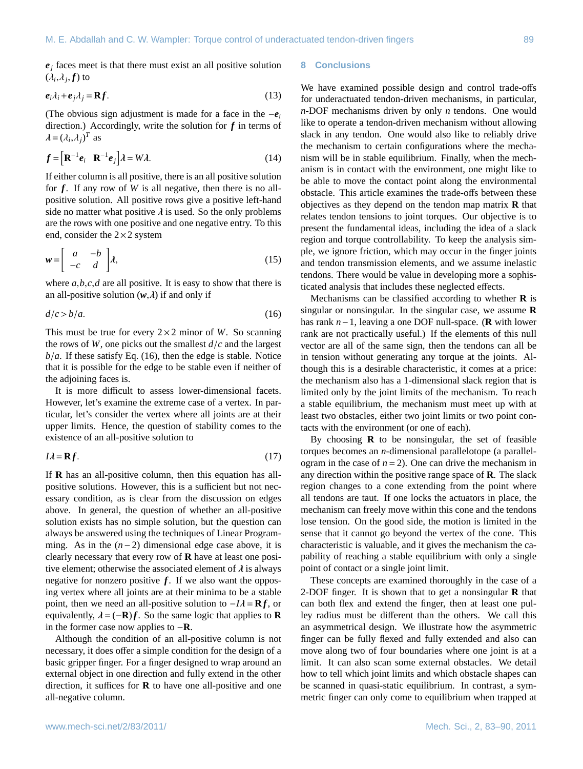$\boldsymbol{e}_j$ faces meet is that there must exist an all positive solution $(\lambda_i, \lambda_j, \boldsymbol{f})$ to

$$\boldsymbol{e}_i \lambda_i + \boldsymbol{e}_j \lambda_j = \mathbf{R}\boldsymbol{f}. \tag{13}$$

(The obvious sign adjustment is made for a face in the $-\boldsymbol{e}_i$ direction.) Accordingly, write the solution for $\boldsymbol{f}$ in terms of $\boldsymbol{\lambda} = (\lambda_i, \lambda_j)^T$ as

$$\boldsymbol{f} = \left[\mathbf{R}^{-1}\boldsymbol{e}_i \quad \mathbf{R}^{-1}\boldsymbol{e}_j\right]\boldsymbol{\lambda} = W\boldsymbol{\lambda}. \tag{14}$$

If either column is all positive, there is an all positive solution for $\boldsymbol{f}$. If any row of $W$ is all negative, then there is no all-positive solution. All positive rows give a positive left-hand side no matter what positive $\boldsymbol{\lambda}$ is used. So the only problems are the rows with one positive and one negative entry. To this end, consider the $2\times 2$ system

$$\boldsymbol{w} = \begin{bmatrix} a & -b \\ -c & d \end{bmatrix}\boldsymbol{\lambda}, \tag{15}$$

where $a,b,c,d$ are all positive. It is easy to show that there is an all-positive solution $(\boldsymbol{w}, \boldsymbol{\lambda})$ if and only if

$$d/c > b/a. \tag{16}$$

This must be true for every $2\times 2$ minor of $W$. So scanning the rows of $W$, one picks out the smallest $d/c$ and the largest $b/a$. If these satisfy Eq. (16), then the edge is stable. Notice that it is possible for the edge to be stable even if neither of the adjoining faces is.

It is more difficult to assess lower-dimensional facets. However, let's examine the extreme case of a vertex. In particular, let's consider the vertex where all joints are at their upper limits. Hence, the question of stability comes to the existence of an all-positive solution to

$$I\boldsymbol{\lambda} = \mathbf{R}\boldsymbol{f}. \tag{17}$$

If $\mathbf{R}$ has an all-positive column, then this equation has all-positive solutions. However, this is a sufficient but not necessary condition, as is clear from the discussion on edges above. In general, the question of whether an all-positive solution exists has no simple solution, but the question can always be answered using the techniques of Linear Programming. As in the $(n-2)$ dimensional edge case above, it is clearly necessary that every row of $\mathbf{R}$ have at least one positive element; otherwise the associated element of $\boldsymbol{\lambda}$ is always negative for nonzero positive $\boldsymbol{f}$. If we also want the opposing vertex where all joints are at their minima to be a stable point, then we need an all-positive solution to $-I\boldsymbol{\lambda} = \mathbf{R}\boldsymbol{f}$, or equivalently, $\boldsymbol{\lambda} = (-\mathbf{R})\boldsymbol{f}$. So the same logic that applies to $\mathbf{R}$ in the former case now applies to $-\mathbf{R}$.

Although the condition of an all-positive column is not necessary, it does offer a simple condition for the design of a basic gripper finger. For a finger designed to wrap around an external object in one direction and fully extend in the other direction, it suffices for $\mathbf{R}$ to have one all-positive and one all-negative column.

## 8 Conclusions

We have examined possible design and control trade-offs for underactuated tendon-driven mechanisms, in particular, $n$-DOF mechanisms driven by only $n$ tendons. One would like to operate a tendon-driven mechanism without allowing slack in any tendon. One would also like to reliably drive the mechanism to certain configurations where the mechanism will be in stable equilibrium. Finally, when the mechanism is in contact with the environment, one might like to be able to move the contact point along the environmental obstacle. This article examines the trade-offs between these objectives as they depend on the tendon map matrix $\mathbf{R}$ that relates tendon tensions to joint torques. Our objective is to present the fundamental ideas, including the idea of a slack region and torque controllability. To keep the analysis simple, we ignore friction, which may occur in the finger joints and tendon transmission elements, and we assume inelastic tendons. There would be value in developing more a sophisticated analysis that includes these neglected effects.

Mechanisms can be classified according to whether $\mathbf{R}$ is singular or nonsingular. In the singular case, we assume $\mathbf{R}$ has rank $n-1$, leaving a one DOF null-space. ($\mathbf{R}$ with lower rank are not practically useful.) If the elements of this null vector are all of the same sign, then the tendons can all be in tension without generating any torque at the joints. Although this is a desirable characteristic, it comes at a price: the mechanism also has a 1-dimensional slack region that is limited only by the joint limits of the mechanism. To reach a stable equilibrium, the mechanism must meet up with at least two obstacles, either two joint limits or two point contacts with the environment (or one of each).

By choosing $\mathbf{R}$ to be nonsingular, the set of feasible torques becomes an $n$-dimensional parallelotope (a parallelogram in the case of $n=2$). One can drive the mechanism in any direction within the positive range space of $\mathbf{R}$. The slack region changes to a cone extending from the point where all tendons are taut. If one locks the actuators in place, the mechanism can freely move within this cone and the tendons lose tension. On the good side, the motion is limited in the sense that it cannot go beyond the vertex of the cone. This characteristic is valuable, and it gives the mechanism the capability of reaching a stable equilibrium with only a single point of contact or a single joint limit.

These concepts are examined thoroughly in the case of a 2-DOF finger. It is shown that to get a nonsingular $\mathbf{R}$ that can both flex and extend the finger, then at least one pulley radius must be different than the others. We call this an asymmetrical design. We illustrate how the asymmetric finger can be fully flexed and fully extended and also can move along two of four boundaries where one joint is at a limit. It can also scan some external obstacles. We detail how to tell which joint limits and which obstacle shapes can be scanned in quasi-static equilibrium. In contrast, a symmetric finger can only come to equilibrium when trapped at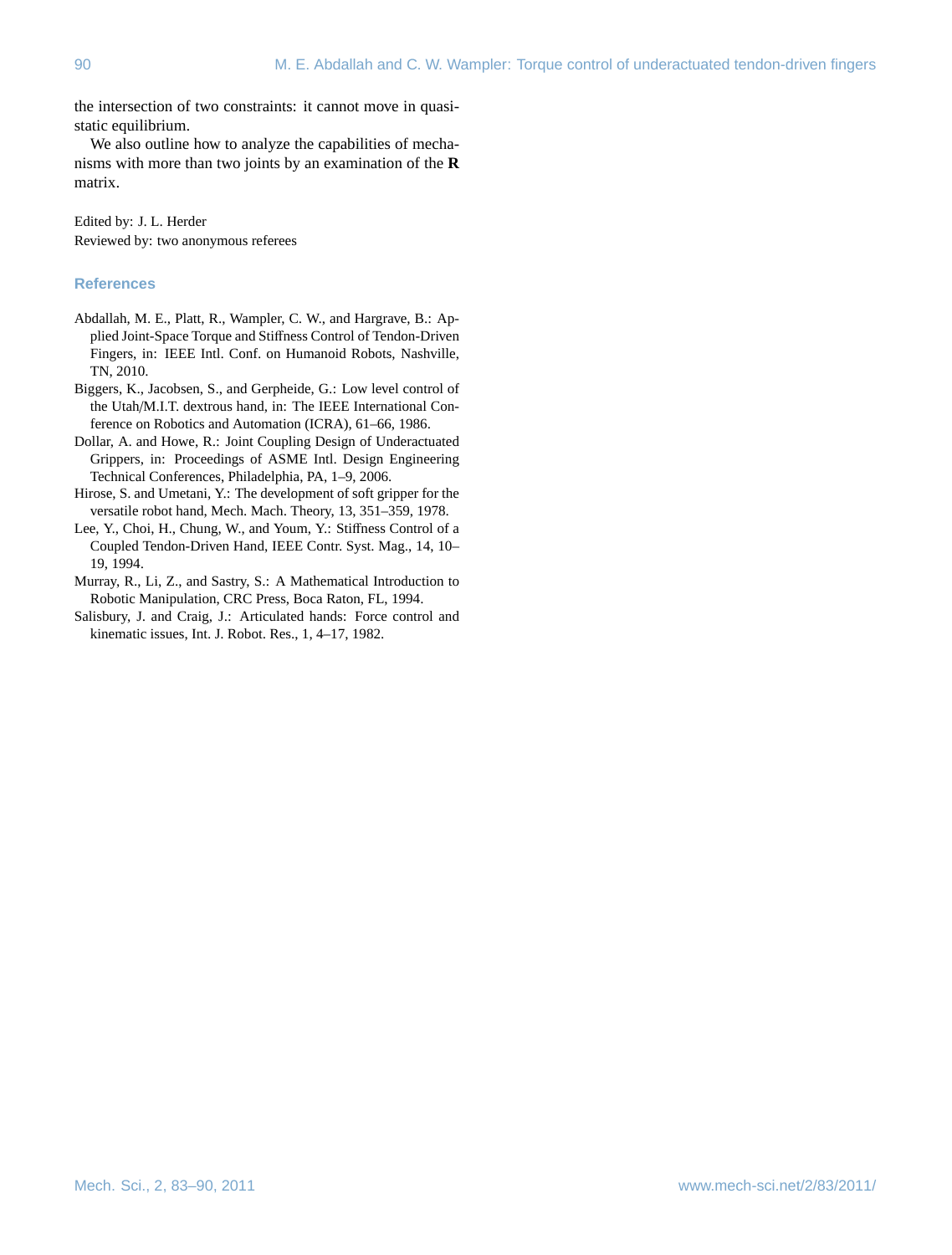the intersection of two constraints: it cannot move in quasi-static equilibrium.

We also outline how to analyze the capabilities of mechanisms with more than two joints by an examination of the **R** matrix.

Edited by: J. L. Herder
Reviewed by: two anonymous referees

## References

Abdallah, M. E., Platt, R., Wampler, C. W., and Hargrave, B.: Applied Joint-Space Torque and Stiffness Control of Tendon-Driven Fingers, in: IEEE Intl. Conf. on Humanoid Robots, Nashville, TN, 2010.

Biggers, K., Jacobsen, S., and Gerpheide, G.: Low level control of the Utah/M.I.T. dextrous hand, in: The IEEE International Conference on Robotics and Automation (ICRA), 61–66, 1986.

Dollar, A. and Howe, R.: Joint Coupling Design of Underactuated Grippers, in: Proceedings of ASME Intl. Design Engineering Technical Conferences, Philadelphia, PA, 1–9, 2006.

Hirose, S. and Umetani, Y.: The development of soft gripper for the versatile robot hand, Mech. Mach. Theory, 13, 351–359, 1978.

Lee, Y., Choi, H., Chung, W., and Youm, Y.: Stiffness Control of a Coupled Tendon-Driven Hand, IEEE Contr. Syst. Mag., 14, 10–19, 1994.

Murray, R., Li, Z., and Sastry, S.: A Mathematical Introduction to Robotic Manipulation, CRC Press, Boca Raton, FL, 1994.

Salisbury, J. and Craig, J.: Articulated hands: Force control and kinematic issues, Int. J. Robot. Res., 1, 4–17, 1982.